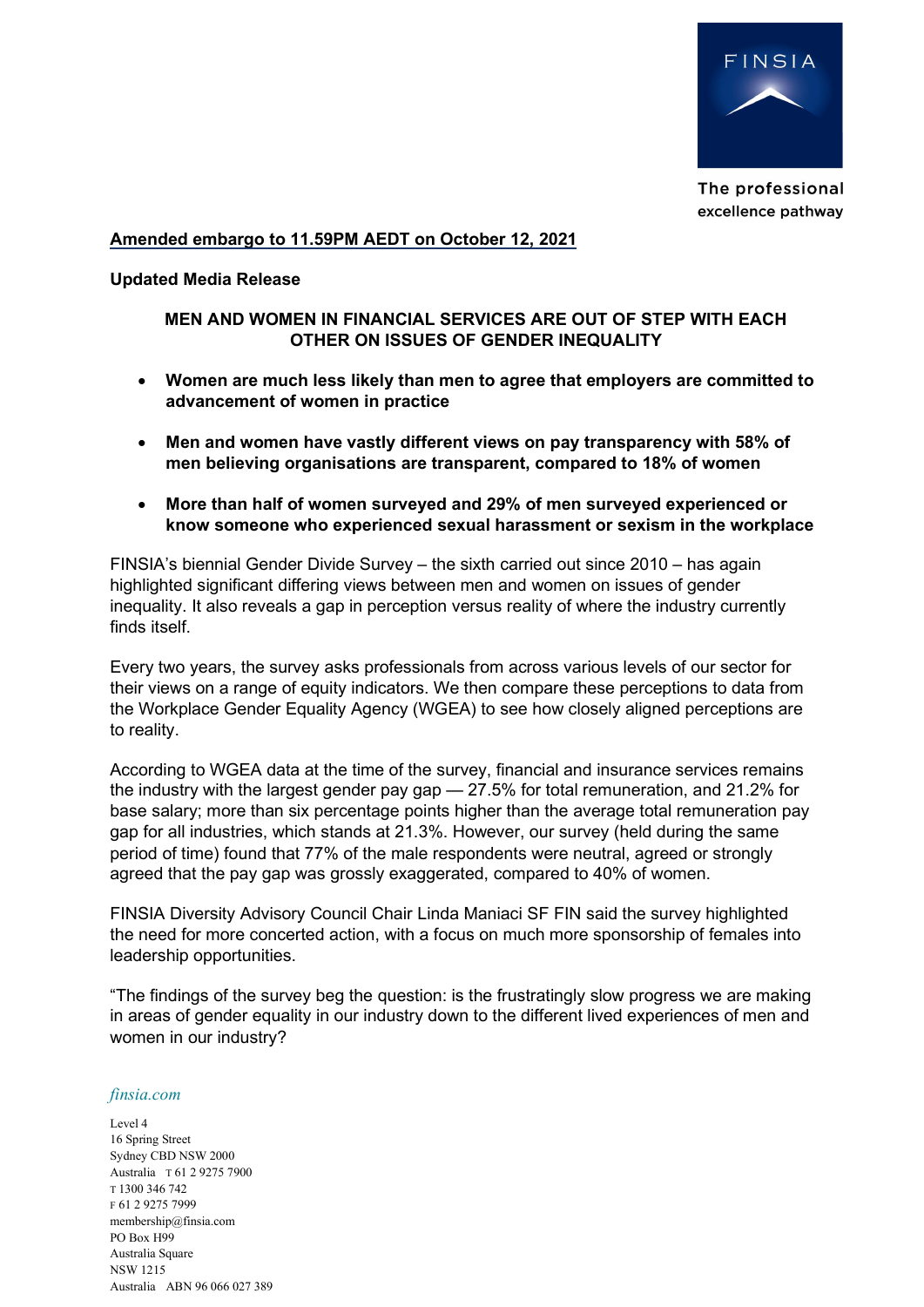FINSIA

The professional excellence pathway

**Amended embargo to 11.59PM AEDT on October 12, 2021**

**Updated Media Release**

# MEN AND WOMEN IN FINANCIAL SERVICES ARE OUT OF STEP WITH EACH OTHER ON ISSUES OF GENDER INEQUALITY

- **Women are much less likely than men to agree that employers are committed to advancement of women in practice**
- **Men and women have vastly different views on pay transparency with 58% of men believing organisations are transparent, compared to 18% of women**
- **More than half of women surveyed and 29% of men surveyed experienced or know someone who experienced sexual harassment or sexism in the workplace**

FINSIA's biennial Gender Divide Survey – the sixth carried out since 2010 – has again highlighted significant differing views between men and women on issues of gender inequality. It also reveals a gap in perception versus reality of where the industry currently finds itself.

Every two years, the survey asks professionals from across various levels of our sector for their views on a range of equity indicators. We then compare these perceptions to data from the Workplace Gender Equality Agency (WGEA) to see how closely aligned perceptions are to reality.

According to WGEA data at the time of the survey, financial and insurance services remains the industry with the largest gender pay gap — 27.5% for total remuneration, and 21.2% for base salary; more than six percentage points higher than the average total remuneration pay gap for all industries, which stands at 21.3%. However, our survey (held during the same period of time) found that 77% of the male respondents were neutral, agreed or strongly agreed that the pay gap was grossly exaggerated, compared to 40% of women.

FINSIA Diversity Advisory Council Chair Linda Maniaci SF FIN said the survey highlighted the need for more concerted action, with a focus on much more sponsorship of females into leadership opportunities.

"The findings of the survey beg the question: is the frustratingly slow progress we are making in areas of gender equality in our industry down to the different lived experiences of men and women in our industry?

*finsia.com*

Level 4
16 Spring Street
Sydney CBD NSW 2000
Australia T 61 2 9275 7900
T 1300 346 742
F 61 2 9275 7999
membership@finsia.com
PO Box H99
Australia Square
NSW 1215
Australia ABN 96 066 027 389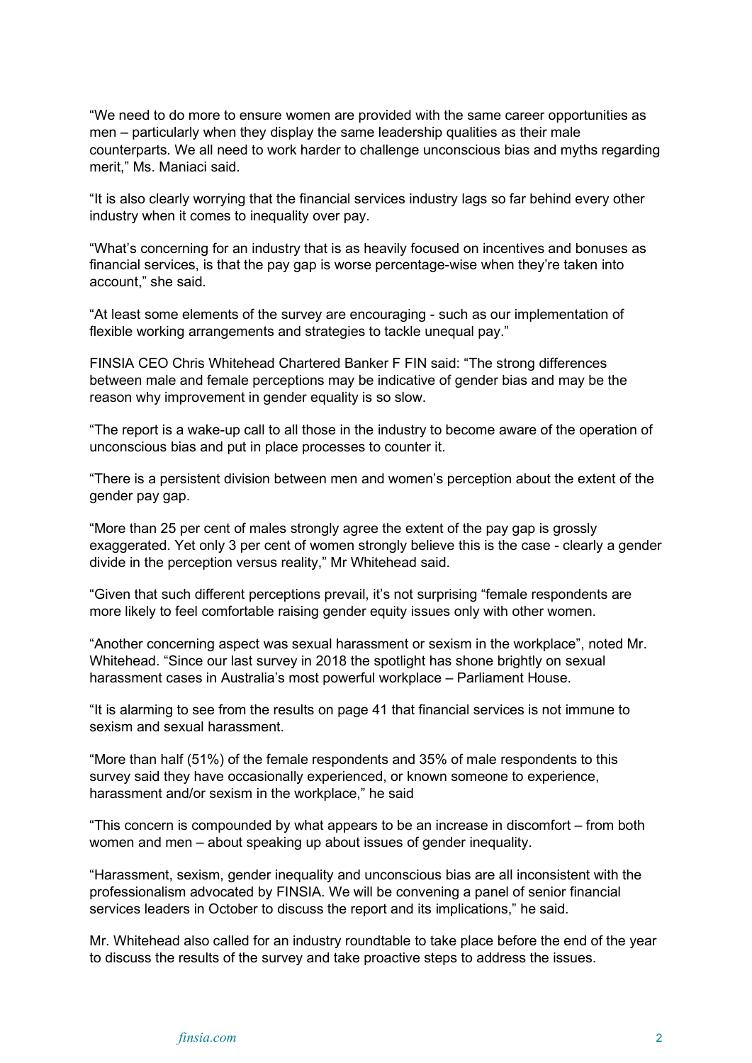"We need to do more to ensure women are provided with the same career opportunities as men – particularly when they display the same leadership qualities as their male counterparts. We all need to work harder to challenge unconscious bias and myths regarding merit," Ms. Maniaci said.

"It is also clearly worrying that the financial services industry lags so far behind every other industry when it comes to inequality over pay.

"What's concerning for an industry that is as heavily focused on incentives and bonuses as financial services, is that the pay gap is worse percentage-wise when they're taken into account," she said.

"At least some elements of the survey are encouraging - such as our implementation of flexible working arrangements and strategies to tackle unequal pay."

FINSIA CEO Chris Whitehead Chartered Banker F FIN said: "The strong differences between male and female perceptions may be indicative of gender bias and may be the reason why improvement in gender equality is so slow.

"The report is a wake-up call to all those in the industry to become aware of the operation of unconscious bias and put in place processes to counter it.

"There is a persistent division between men and women's perception about the extent of the gender pay gap.

"More than 25 per cent of males strongly agree the extent of the pay gap is grossly exaggerated. Yet only 3 per cent of women strongly believe this is the case - clearly a gender divide in the perception versus reality," Mr Whitehead said.

"Given that such different perceptions prevail, it's not surprising "female respondents are more likely to feel comfortable raising gender equity issues only with other women.

"Another concerning aspect was sexual harassment or sexism in the workplace", noted Mr. Whitehead. "Since our last survey in 2018 the spotlight has shone brightly on sexual harassment cases in Australia's most powerful workplace – Parliament House.

"It is alarming to see from the results on page 41 that financial services is not immune to sexism and sexual harassment.

"More than half (51%) of the female respondents and 35% of male respondents to this survey said they have occasionally experienced, or known someone to experience, harassment and/or sexism in the workplace," he said

"This concern is compounded by what appears to be an increase in discomfort – from both women and men – about speaking up about issues of gender inequality.

"Harassment, sexism, gender inequality and unconscious bias are all inconsistent with the professionalism advocated by FINSIA. We will be convening a panel of senior financial services leaders in October to discuss the report and its implications," he said.

Mr. Whitehead also called for an industry roundtable to take place before the end of the year to discuss the results of the survey and take proactive steps to address the issues.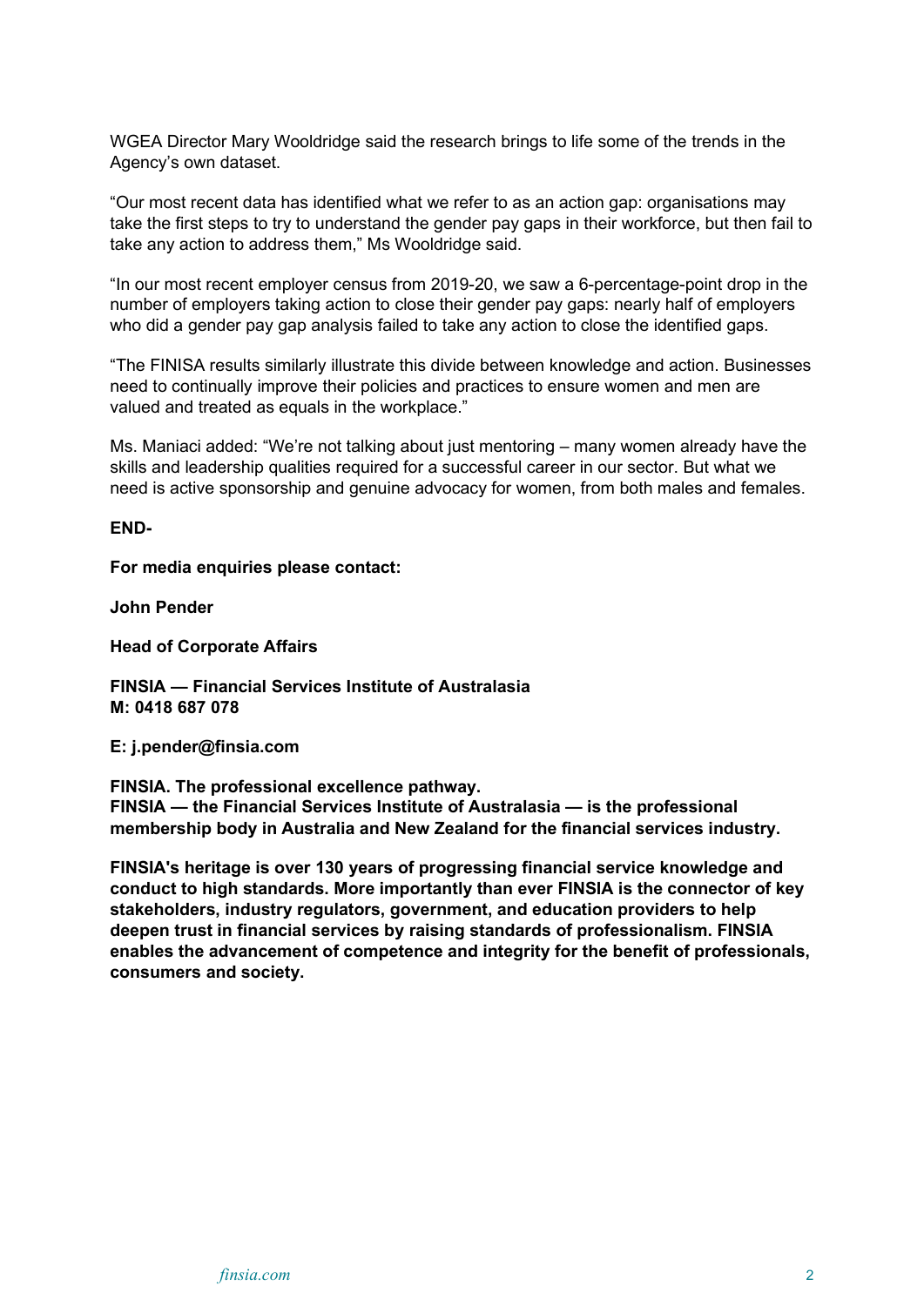WGEA Director Mary Wooldridge said the research brings to life some of the trends in the Agency's own dataset.

"Our most recent data has identified what we refer to as an action gap: organisations may take the first steps to try to understand the gender pay gaps in their workforce, but then fail to take any action to address them," Ms Wooldridge said.

"In our most recent employer census from 2019-20, we saw a 6-percentage-point drop in the number of employers taking action to close their gender pay gaps: nearly half of employers who did a gender pay gap analysis failed to take any action to close the identified gaps.

"The FINISA results similarly illustrate this divide between knowledge and action. Businesses need to continually improve their policies and practices to ensure women and men are valued and treated as equals in the workplace."

Ms. Maniaci added: "We're not talking about just mentoring – many women already have the skills and leadership qualities required for a successful career in our sector. But what we need is active sponsorship and genuine advocacy for women, from both males and females.

**END-**

**For media enquiries please contact:**

**John Pender**

**Head of Corporate Affairs**

**FINSIA — Financial Services Institute of Australasia**
**M: 0418 687 078**

**E: j.pender@finsia.com**

**FINSIA. The professional excellence pathway.**
**FINSIA — the Financial Services Institute of Australasia — is the professional membership body in Australia and New Zealand for the financial services industry.**

**FINSIA's heritage is over 130 years of progressing financial service knowledge and conduct to high standards. More importantly than ever FINSIA is the connector of key stakeholders, industry regulators, government, and education providers to help deepen trust in financial services by raising standards of professionalism. FINSIA enables the advancement of competence and integrity for the benefit of professionals, consumers and society.**